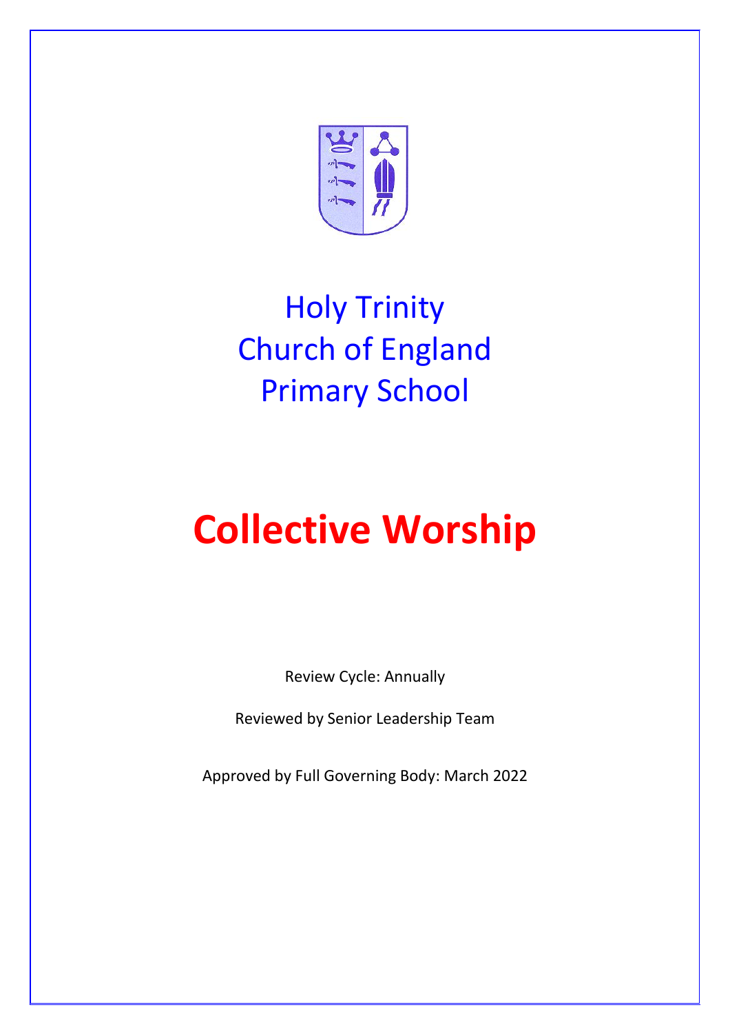# Holy Trinity Church of England Primary School

# Collective Worship

Review Cycle: Annually

Reviewed by Senior Leadership Team

Approved by Full Governing Body: March 2022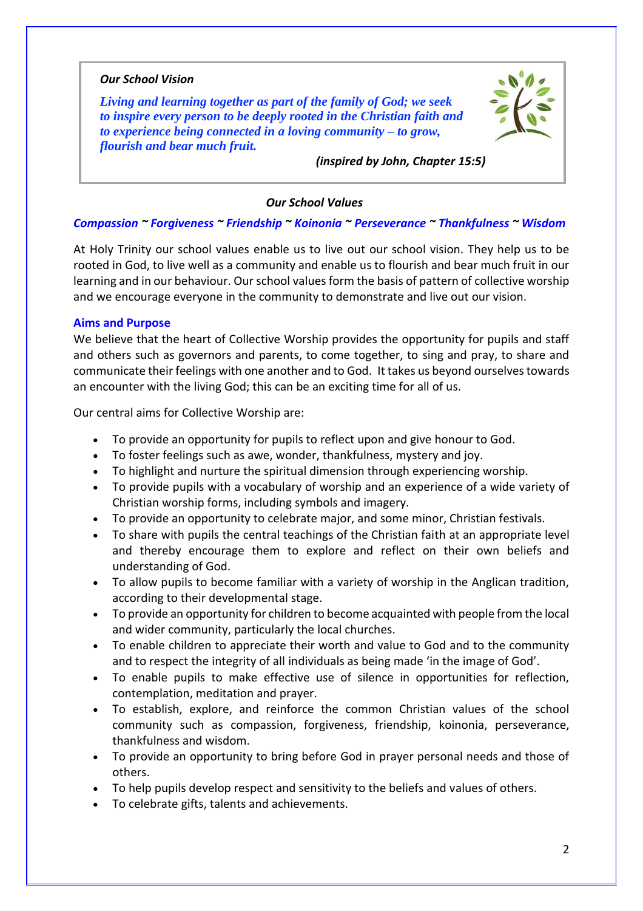*Our School Vision*

***Living and learning together as part of the family of God; we seek to inspire every person to be deeply rooted in the Christian faith and to experience being connected in a loving community – to grow, flourish and bear much fruit.***

*(inspired by John, Chapter 15:5)*

*Our School Values*

***Compassion ~ Forgiveness ~ Friendship ~ Koinonia ~ Perseverance ~ Thankfulness ~ Wisdom***

At Holy Trinity our school values enable us to live out our school vision. They help us to be rooted in God, to live well as a community and enable us to flourish and bear much fruit in our learning and in our behaviour. Our school values form the basis of pattern of collective worship and we encourage everyone in the community to demonstrate and live out our vision.

**Aims and Purpose**

We believe that the heart of Collective Worship provides the opportunity for pupils and staff and others such as governors and parents, to come together, to sing and pray, to share and communicate their feelings with one another and to God. It takes us beyond ourselves towards an encounter with the living God; this can be an exciting time for all of us.

Our central aims for Collective Worship are:

- To provide an opportunity for pupils to reflect upon and give honour to God.
- To foster feelings such as awe, wonder, thankfulness, mystery and joy.
- To highlight and nurture the spiritual dimension through experiencing worship.
- To provide pupils with a vocabulary of worship and an experience of a wide variety of Christian worship forms, including symbols and imagery.
- To provide an opportunity to celebrate major, and some minor, Christian festivals.
- To share with pupils the central teachings of the Christian faith at an appropriate level and thereby encourage them to explore and reflect on their own beliefs and understanding of God.
- To allow pupils to become familiar with a variety of worship in the Anglican tradition, according to their developmental stage.
- To provide an opportunity for children to become acquainted with people from the local and wider community, particularly the local churches.
- To enable children to appreciate their worth and value to God and to the community and to respect the integrity of all individuals as being made 'in the image of God'.
- To enable pupils to make effective use of silence in opportunities for reflection, contemplation, meditation and prayer.
- To establish, explore, and reinforce the common Christian values of the school community such as compassion, forgiveness, friendship, koinonia, perseverance, thankfulness and wisdom.
- To provide an opportunity to bring before God in prayer personal needs and those of others.
- To help pupils develop respect and sensitivity to the beliefs and values of others.
- To celebrate gifts, talents and achievements.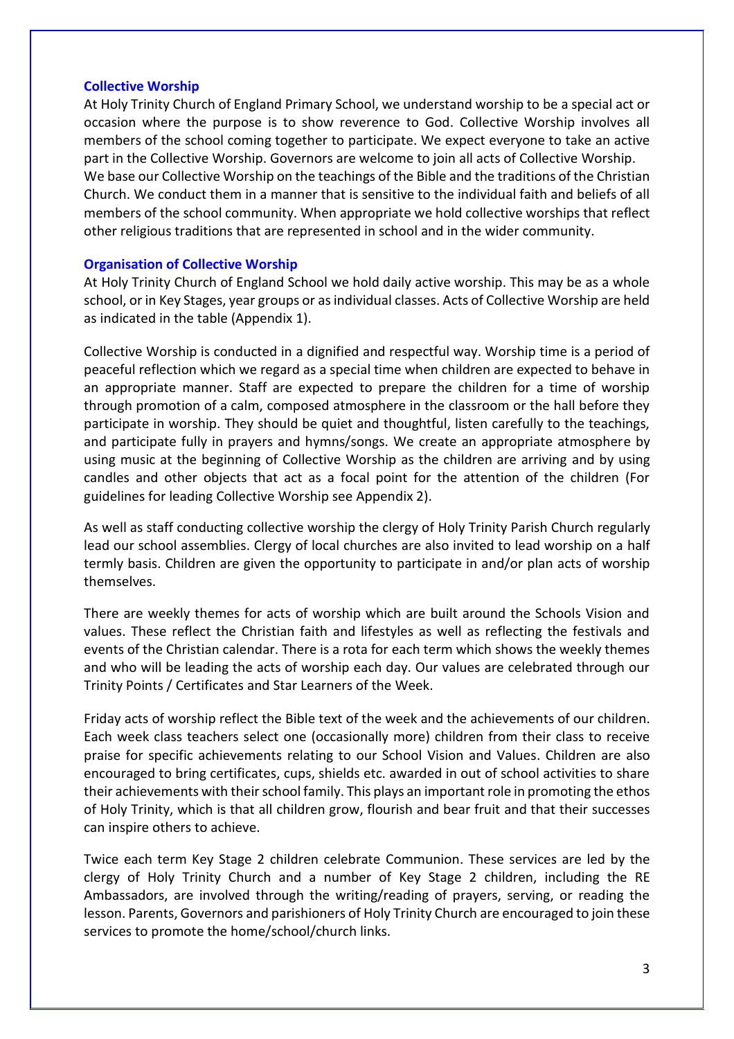## Collective Worship

At Holy Trinity Church of England Primary School, we understand worship to be a special act or occasion where the purpose is to show reverence to God. Collective Worship involves all members of the school coming together to participate. We expect everyone to take an active part in the Collective Worship. Governors are welcome to join all acts of Collective Worship. We base our Collective Worship on the teachings of the Bible and the traditions of the Christian Church. We conduct them in a manner that is sensitive to the individual faith and beliefs of all members of the school community. When appropriate we hold collective worships that reflect other religious traditions that are represented in school and in the wider community.

## Organisation of Collective Worship

At Holy Trinity Church of England School we hold daily active worship. This may be as a whole school, or in Key Stages, year groups or as individual classes. Acts of Collective Worship are held as indicated in the table (Appendix 1).

Collective Worship is conducted in a dignified and respectful way. Worship time is a period of peaceful reflection which we regard as a special time when children are expected to behave in an appropriate manner. Staff are expected to prepare the children for a time of worship through promotion of a calm, composed atmosphere in the classroom or the hall before they participate in worship. They should be quiet and thoughtful, listen carefully to the teachings, and participate fully in prayers and hymns/songs. We create an appropriate atmosphere by using music at the beginning of Collective Worship as the children are arriving and by using candles and other objects that act as a focal point for the attention of the children (For guidelines for leading Collective Worship see Appendix 2).

As well as staff conducting collective worship the clergy of Holy Trinity Parish Church regularly lead our school assemblies. Clergy of local churches are also invited to lead worship on a half termly basis. Children are given the opportunity to participate in and/or plan acts of worship themselves.

There are weekly themes for acts of worship which are built around the Schools Vision and values. These reflect the Christian faith and lifestyles as well as reflecting the festivals and events of the Christian calendar. There is a rota for each term which shows the weekly themes and who will be leading the acts of worship each day. Our values are celebrated through our Trinity Points / Certificates and Star Learners of the Week.

Friday acts of worship reflect the Bible text of the week and the achievements of our children. Each week class teachers select one (occasionally more) children from their class to receive praise for specific achievements relating to our School Vision and Values. Children are also encouraged to bring certificates, cups, shields etc. awarded in out of school activities to share their achievements with their school family. This plays an important role in promoting the ethos of Holy Trinity, which is that all children grow, flourish and bear fruit and that their successes can inspire others to achieve.

Twice each term Key Stage 2 children celebrate Communion. These services are led by the clergy of Holy Trinity Church and a number of Key Stage 2 children, including the RE Ambassadors, are involved through the writing/reading of prayers, serving, or reading the lesson. Parents, Governors and parishioners of Holy Trinity Church are encouraged to join these services to promote the home/school/church links.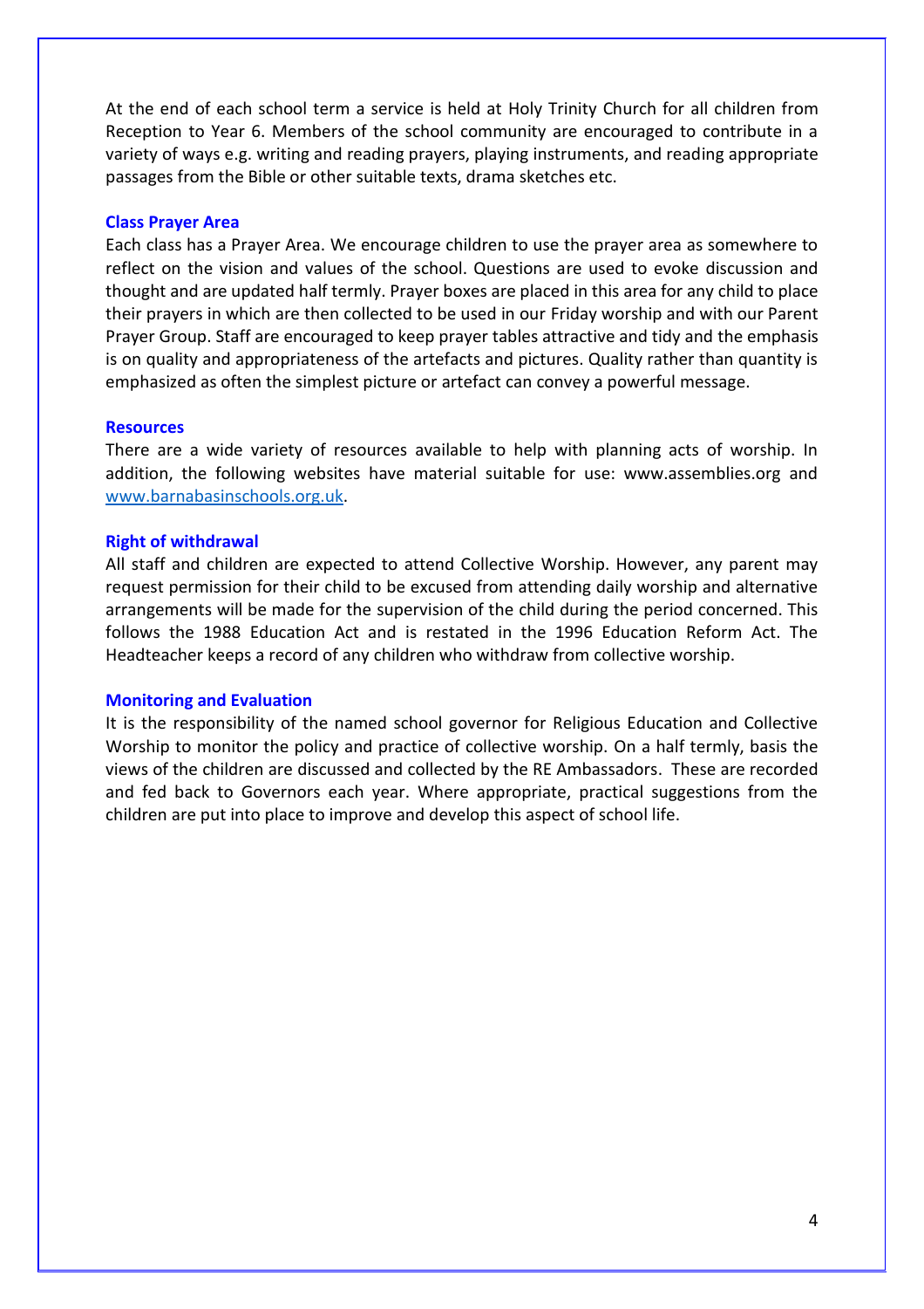At the end of each school term a service is held at Holy Trinity Church for all children from Reception to Year 6. Members of the school community are encouraged to contribute in a variety of ways e.g. writing and reading prayers, playing instruments, and reading appropriate passages from the Bible or other suitable texts, drama sketches etc.

### Class Prayer Area

Each class has a Prayer Area. We encourage children to use the prayer area as somewhere to reflect on the vision and values of the school. Questions are used to evoke discussion and thought and are updated half termly. Prayer boxes are placed in this area for any child to place their prayers in which are then collected to be used in our Friday worship and with our Parent Prayer Group. Staff are encouraged to keep prayer tables attractive and tidy and the emphasis is on quality and appropriateness of the artefacts and pictures. Quality rather than quantity is emphasized as often the simplest picture or artefact can convey a powerful message.

### Resources

There are a wide variety of resources available to help with planning acts of worship. In addition, the following websites have material suitable for use: www.assemblies.org and [www.barnabasinschools.org.uk](http://www.barnabasinschools.org.uk).

### Right of withdrawal

All staff and children are expected to attend Collective Worship. However, any parent may request permission for their child to be excused from attending daily worship and alternative arrangements will be made for the supervision of the child during the period concerned. This follows the 1988 Education Act and is restated in the 1996 Education Reform Act. The Headteacher keeps a record of any children who withdraw from collective worship.

### Monitoring and Evaluation

It is the responsibility of the named school governor for Religious Education and Collective Worship to monitor the policy and practice of collective worship. On a half termly, basis the views of the children are discussed and collected by the RE Ambassadors. These are recorded and fed back to Governors each year. Where appropriate, practical suggestions from the children are put into place to improve and develop this aspect of school life.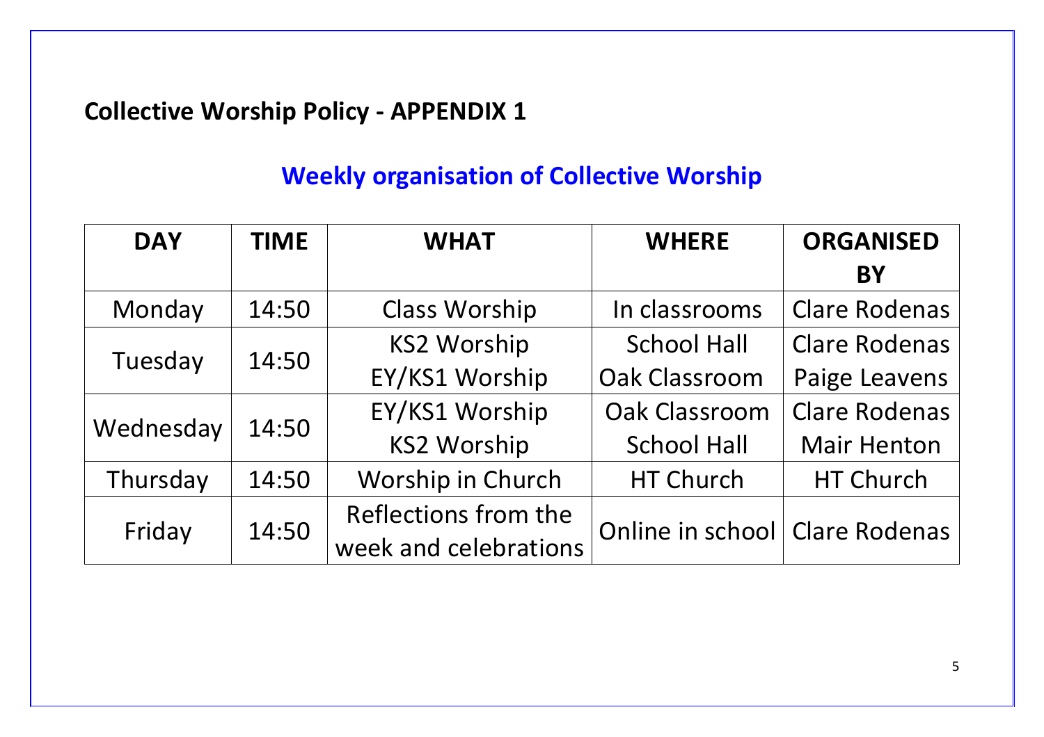## Collective Worship Policy - APPENDIX 1

### Weekly organisation of Collective Worship

| DAY | TIME | WHAT | WHERE | ORGANISED BY |
|---|---|---|---|---|
| Monday | 14:50 | Class Worship | In classrooms | Clare Rodenas |
| Tuesday | 14:50 | KS2 Worship<br>EY/KS1 Worship | School Hall<br>Oak Classroom | Clare Rodenas<br>Paige Leavens |
| Wednesday | 14:50 | EY/KS1 Worship<br>KS2 Worship | Oak Classroom<br>School Hall | Clare Rodenas<br>Mair Henton |
| Thursday | 14:50 | Worship in Church | HT Church | HT Church |
| Friday | 14:50 | Reflections from the week and celebrations | Online in school | Clare Rodenas |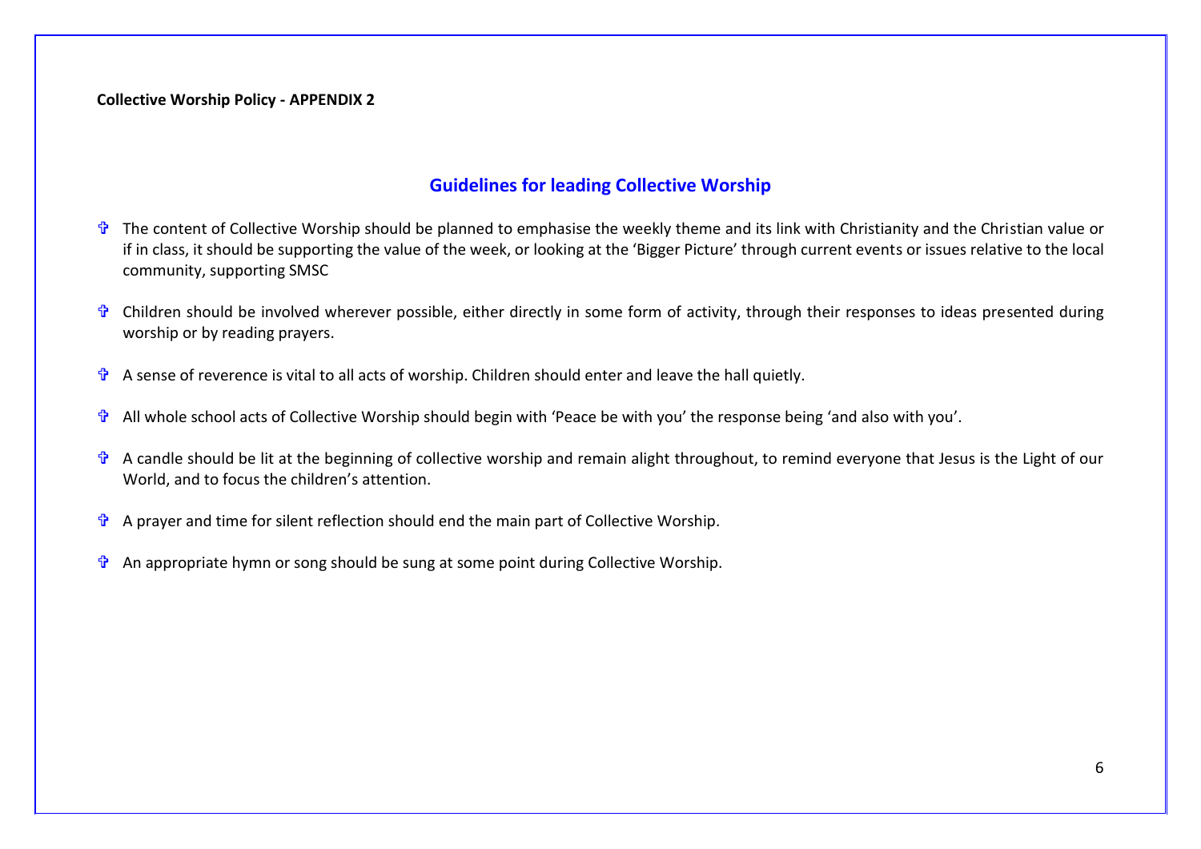**Collective Worship Policy - APPENDIX 2**

## Guidelines for leading Collective Worship

- The content of Collective Worship should be planned to emphasise the weekly theme and its link with Christianity and the Christian value or if in class, it should be supporting the value of the week, or looking at the 'Bigger Picture' through current events or issues relative to the local community, supporting SMSC
- Children should be involved wherever possible, either directly in some form of activity, through their responses to ideas presented during worship or by reading prayers.
- A sense of reverence is vital to all acts of worship. Children should enter and leave the hall quietly.
- All whole school acts of Collective Worship should begin with 'Peace be with you' the response being 'and also with you'.
- A candle should be lit at the beginning of collective worship and remain alight throughout, to remind everyone that Jesus is the Light of our World, and to focus the children's attention.
- A prayer and time for silent reflection should end the main part of Collective Worship.
- An appropriate hymn or song should be sung at some point during Collective Worship.